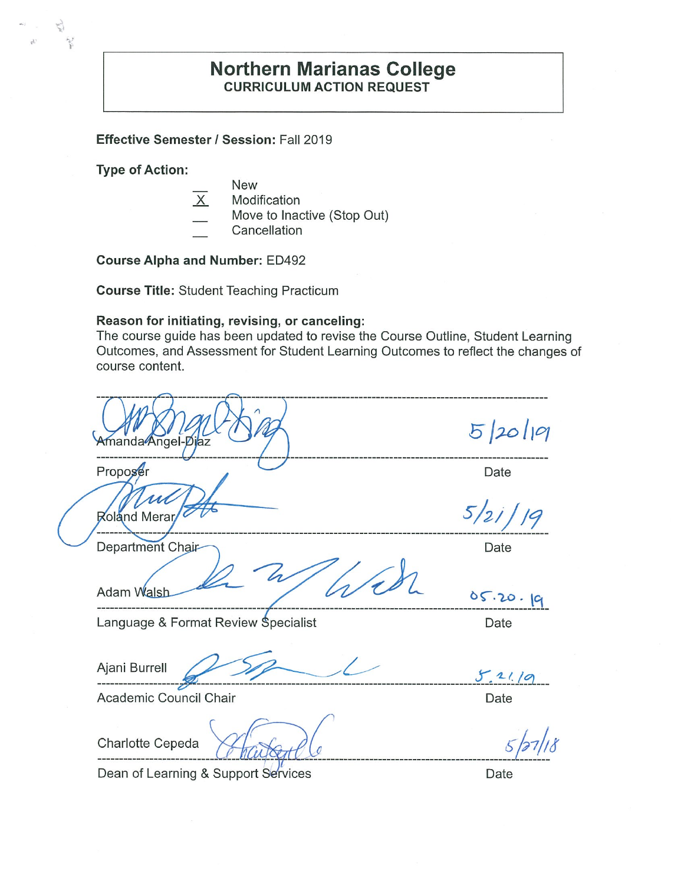# Northern Marianas College

## CURRICULUM ACTION REQUEST

**Effective Semester / Session:** Fall 2019

**Type of Action:**

- \_\_ New
- X Modification
- \_\_ Move to Inactive (Stop Out)
- \_\_ Cancellation

**Course Alpha and Number:** ED492

**Course Title:** Student Teaching Practicum

**Reason for initiating, revising, or canceling:**
The course guide has been updated to revise the Course Outline, Student Learning Outcomes, and Assessment for Student Learning Outcomes to reflect the changes of course content.

| | |
|---|---|
| Amanda Angel-Diaz | 5/20/19 |
| Proposer | Date |
| Roland Merar | 5/21/19 |
| Department Chair | Date |
| Adam Walsh | 05.20.19 |
| Language & Format Review Specialist | Date |
| Ajani Burrell | 5.21.19 |
| Academic Council Chair | Date |
| Charlotte Cepeda | 5/27/18 |
| Dean of Learning & Support Services | Date |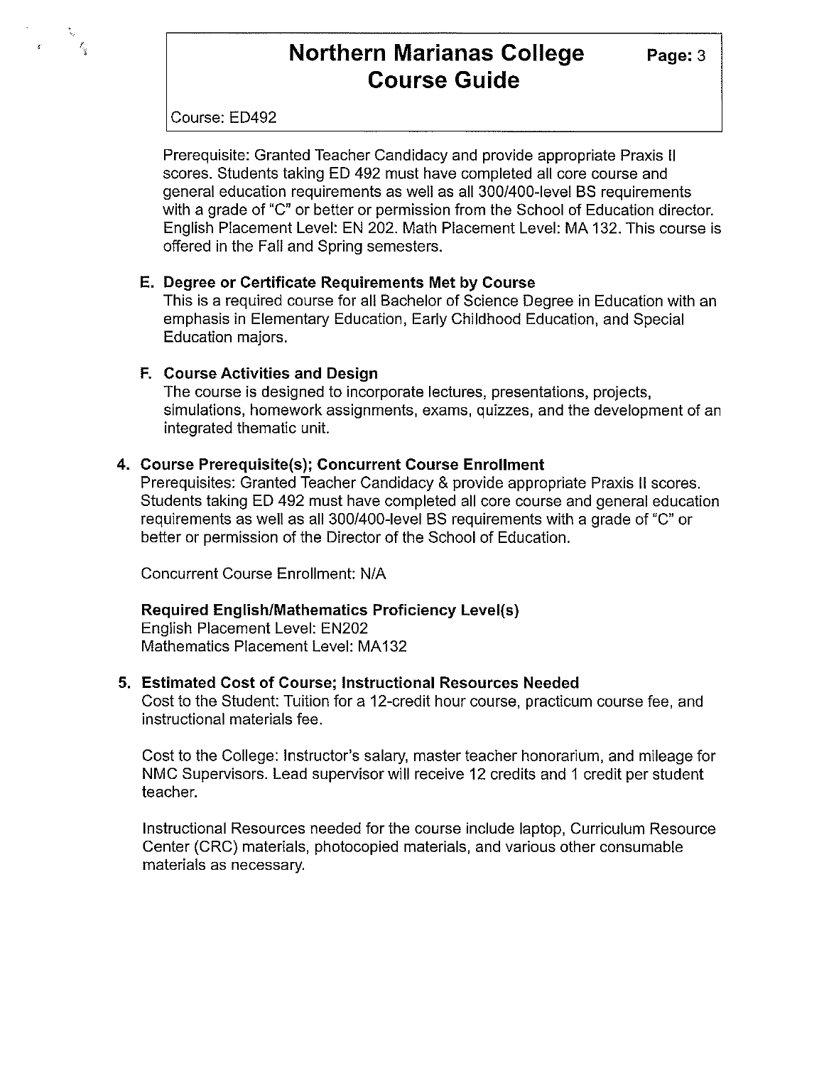Prerequisite: Granted Teacher Candidacy and provide appropriate Praxis II scores. Students taking ED 492 must have completed all core course and general education requirements as well as all 300/400-level BS requirements with a grade of "C" or better or permission from the School of Education director. English Placement Level: EN 202. Math Placement Level: MA 132. This course is offered in the Fall and Spring semesters.

### E. Degree or Certificate Requirements Met by Course

This is a required course for all Bachelor of Science Degree in Education with an emphasis in Elementary Education, Early Childhood Education, and Special Education majors.

### F. Course Activities and Design

The course is designed to incorporate lectures, presentations, projects, simulations, homework assignments, exams, quizzes, and the development of an integrated thematic unit.

## 4. Course Prerequisite(s); Concurrent Course Enrollment

Prerequisites: Granted Teacher Candidacy & provide appropriate Praxis II scores. Students taking ED 492 must have completed all core course and general education requirements as well as all 300/400-level BS requirements with a grade of "C" or better or permission of the Director of the School of Education.

Concurrent Course Enrollment: N/A

**Required English/Mathematics Proficiency Level(s)**

English Placement Level: EN202
Mathematics Placement Level: MA132

## 5. Estimated Cost of Course; Instructional Resources Needed

Cost to the Student: Tuition for a 12-credit hour course, practicum course fee, and instructional materials fee.

Cost to the College: Instructor's salary, master teacher honorarium, and mileage for NMC Supervisors. Lead supervisor will receive 12 credits and 1 credit per student teacher.

Instructional Resources needed for the course include laptop, Curriculum Resource Center (CRC) materials, photocopied materials, and various other consumable materials as necessary.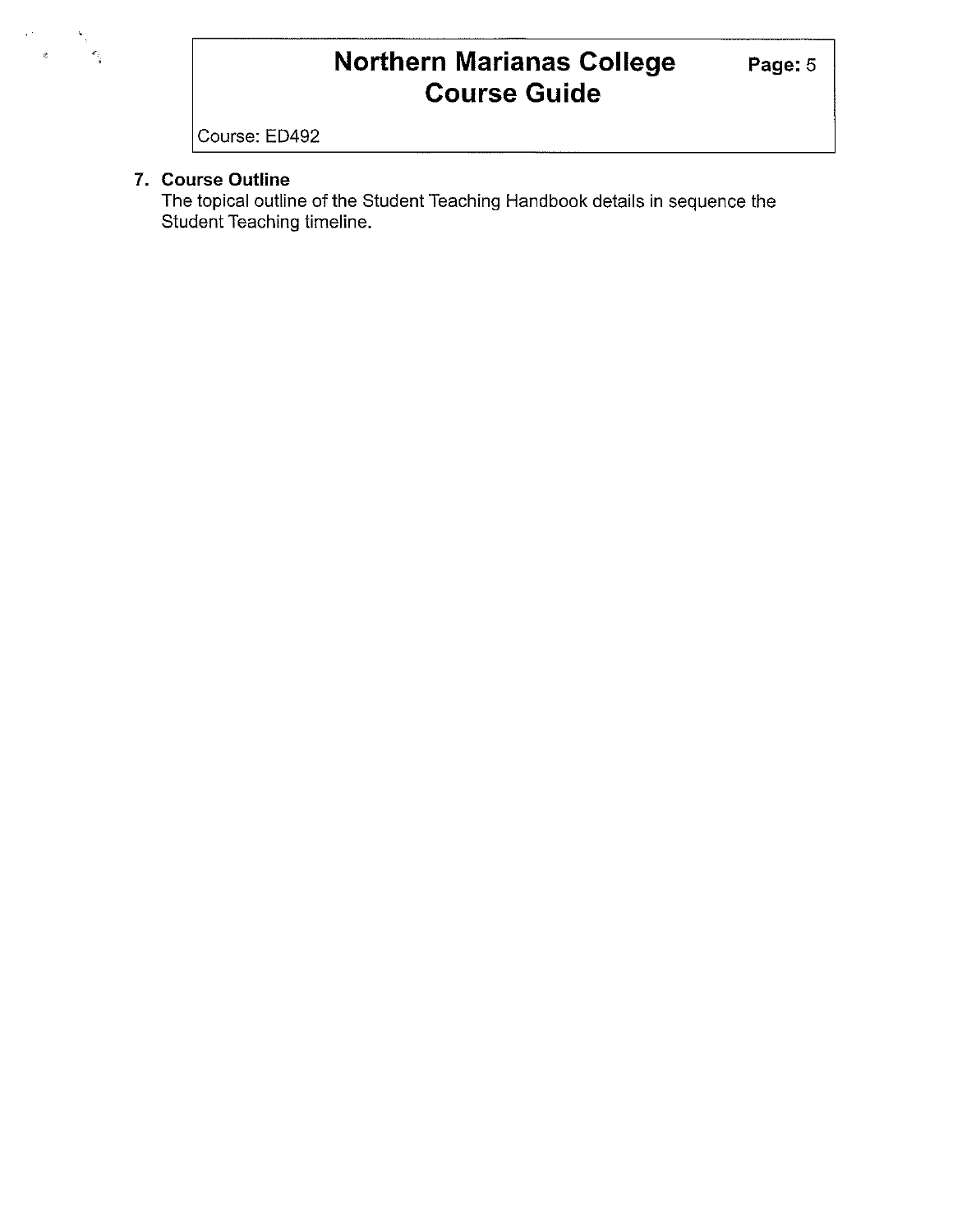## 7. Course Outline

The topical outline of the Student Teaching Handbook details in sequence the Student Teaching timeline.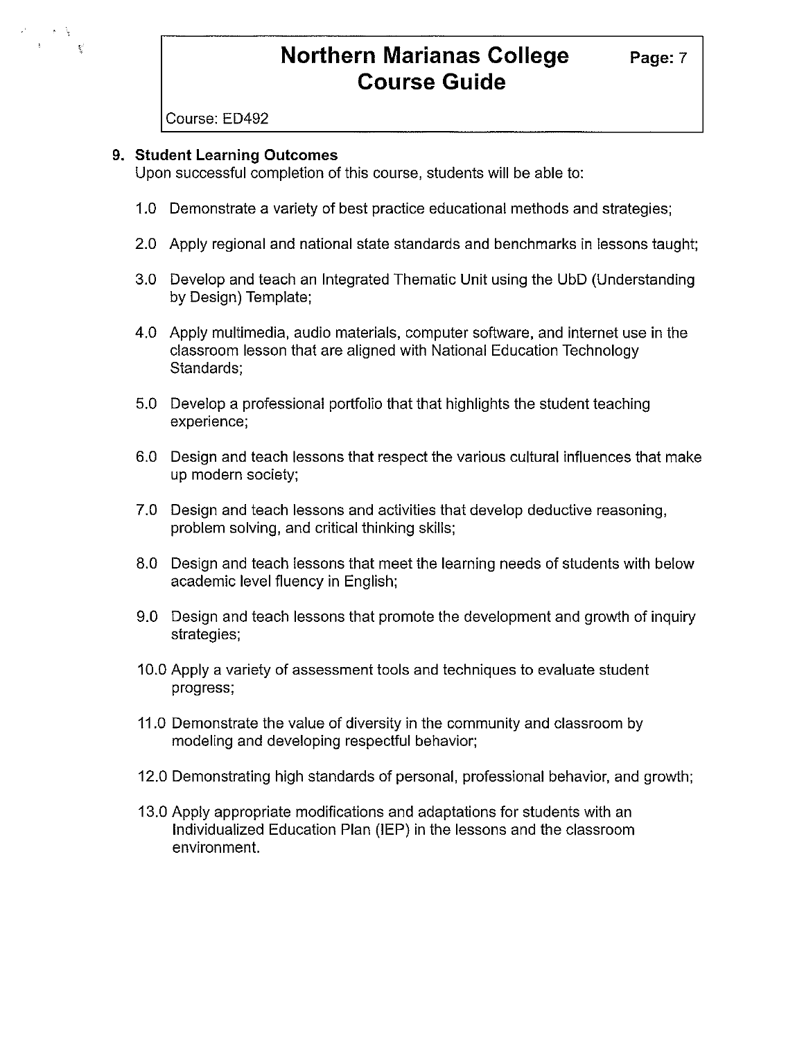## 9. Student Learning Outcomes

Upon successful completion of this course, students will be able to:

1.0 Demonstrate a variety of best practice educational methods and strategies;

2.0 Apply regional and national state standards and benchmarks in lessons taught;

3.0 Develop and teach an Integrated Thematic Unit using the UbD (Understanding by Design) Template;

4.0 Apply multimedia, audio materials, computer software, and internet use in the classroom lesson that are aligned with National Education Technology Standards;

5.0 Develop a professional portfolio that that highlights the student teaching experience;

6.0 Design and teach lessons that respect the various cultural influences that make up modern society;

7.0 Design and teach lessons and activities that develop deductive reasoning, problem solving, and critical thinking skills;

8.0 Design and teach lessons that meet the learning needs of students with below academic level fluency in English;

9.0 Design and teach lessons that promote the development and growth of inquiry strategies;

10.0 Apply a variety of assessment tools and techniques to evaluate student progress;

11.0 Demonstrate the value of diversity in the community and classroom by modeling and developing respectful behavior;

12.0 Demonstrating high standards of personal, professional behavior, and growth;

13.0 Apply appropriate modifications and adaptations for students with an Individualized Education Plan (IEP) in the lessons and the classroom environment.